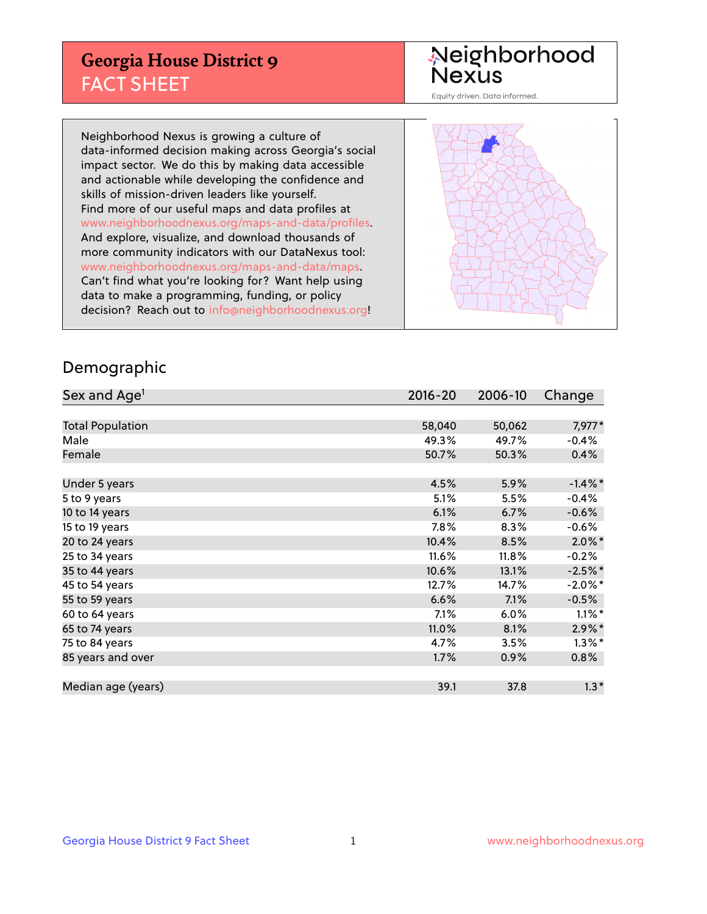# Georgia House District 9
## FACT SHEET

Neighborhood Nexus
Equity driven. Data informed.

Neighborhood Nexus is growing a culture of data-informed decision making across Georgia's social impact sector. We do this by making data accessible and actionable while developing the confidence and skills of mission-driven leaders like yourself. Find more of our useful maps and data profiles at www.neighborhoodnexus.org/maps-and-data/profiles. And explore, visualize, and download thousands of more community indicators with our DataNexus tool: www.neighborhoodnexus.org/maps-and-data/maps. Can't find what you're looking for? Want help using data to make a programming, funding, or policy decision? Reach out to info@neighborhoodnexus.org!

## Demographic

| Sex and Age[1] | 2016-20 | 2006-10 | Change |
|---|---|---|---|
| Total Population | 58,040 | 50,062 | 7,977* |
| Male | 49.3% | 49.7% | -0.4% |
| Female | 50.7% | 50.3% | 0.4% |
| | | | |
| Under 5 years | 4.5% | 5.9% | -1.4%* |
| 5 to 9 years | 5.1% | 5.5% | -0.4% |
| 10 to 14 years | 6.1% | 6.7% | -0.6% |
| 15 to 19 years | 7.8% | 8.3% | -0.6% |
| 20 to 24 years | 10.4% | 8.5% | 2.0%* |
| 25 to 34 years | 11.6% | 11.8% | -0.2% |
| 35 to 44 years | 10.6% | 13.1% | -2.5%* |
| 45 to 54 years | 12.7% | 14.7% | -2.0%* |
| 55 to 59 years | 6.6% | 7.1% | -0.5% |
| 60 to 64 years | 7.1% | 6.0% | 1.1%* |
| 65 to 74 years | 11.0% | 8.1% | 2.9%* |
| 75 to 84 years | 4.7% | 3.5% | 1.3%* |
| 85 years and over | 1.7% | 0.9% | 0.8% |
| | | | |
| Median age (years) | 39.1 | 37.8 | 1.3* |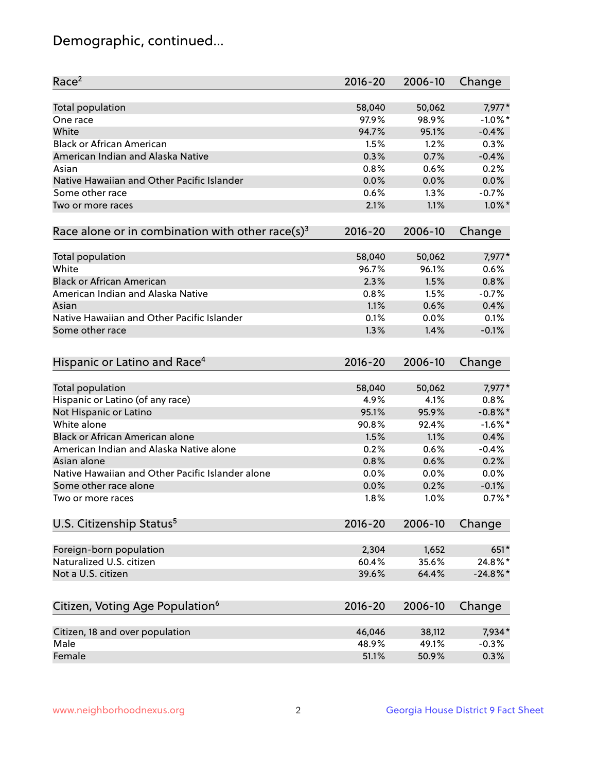# Demographic, continued...

| Race[2] | 2016-20 | 2006-10 | Change |
|---|---|---|---|
| Total population | 58,040 | 50,062 | 7,977* |
| One race | 97.9% | 98.9% | -1.0%* |
| White | 94.7% | 95.1% | -0.4% |
| Black or African American | 1.5% | 1.2% | 0.3% |
| American Indian and Alaska Native | 0.3% | 0.7% | -0.4% |
| Asian | 0.8% | 0.6% | 0.2% |
| Native Hawaiian and Other Pacific Islander | 0.0% | 0.0% | 0.0% |
| Some other race | 0.6% | 1.3% | -0.7% |
| Two or more races | 2.1% | 1.1% | 1.0%* |

| Race alone or in combination with other race(s)[3] | 2016-20 | 2006-10 | Change |
|---|---|---|---|
| Total population | 58,040 | 50,062 | 7,977* |
| White | 96.7% | 96.1% | 0.6% |
| Black or African American | 2.3% | 1.5% | 0.8% |
| American Indian and Alaska Native | 0.8% | 1.5% | -0.7% |
| Asian | 1.1% | 0.6% | 0.4% |
| Native Hawaiian and Other Pacific Islander | 0.1% | 0.0% | 0.1% |
| Some other race | 1.3% | 1.4% | -0.1% |

| Hispanic or Latino and Race[4] | 2016-20 | 2006-10 | Change |
|---|---|---|---|
| Total population | 58,040 | 50,062 | 7,977* |
| Hispanic or Latino (of any race) | 4.9% | 4.1% | 0.8% |
| Not Hispanic or Latino | 95.1% | 95.9% | -0.8%* |
| White alone | 90.8% | 92.4% | -1.6%* |
| Black or African American alone | 1.5% | 1.1% | 0.4% |
| American Indian and Alaska Native alone | 0.2% | 0.6% | -0.4% |
| Asian alone | 0.8% | 0.6% | 0.2% |
| Native Hawaiian and Other Pacific Islander alone | 0.0% | 0.0% | 0.0% |
| Some other race alone | 0.0% | 0.2% | -0.1% |
| Two or more races | 1.8% | 1.0% | 0.7%* |

| U.S. Citizenship Status[5] | 2016-20 | 2006-10 | Change |
|---|---|---|---|
| Foreign-born population | 2,304 | 1,652 | 651* |
| Naturalized U.S. citizen | 60.4% | 35.6% | 24.8%* |
| Not a U.S. citizen | 39.6% | 64.4% | -24.8%* |

| Citizen, Voting Age Population[6] | 2016-20 | 2006-10 | Change |
|---|---|---|---|
| Citizen, 18 and over population | 46,046 | 38,112 | 7,934* |
| Male | 48.9% | 49.1% | -0.3% |
| Female | 51.1% | 50.9% | 0.3% |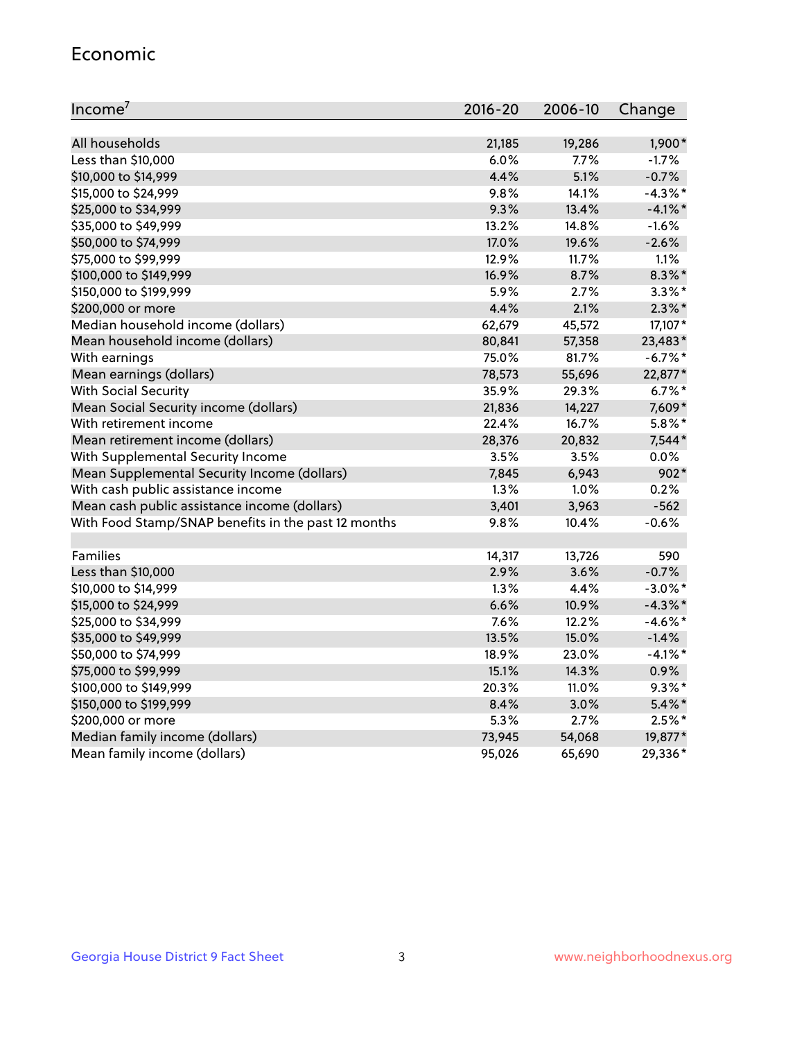## Economic

| Income[7] | 2016-20 | 2006-10 | Change |
|---|---|---|---|
| All households | 21,185 | 19,286 | 1,900* |
| Less than $10,000 | 6.0% | 7.7% | -1.7% |
| $10,000 to $14,999 | 4.4% | 5.1% | -0.7% |
| $15,000 to $24,999 | 9.8% | 14.1% | -4.3%* |
| $25,000 to $34,999 | 9.3% | 13.4% | -4.1%* |
| $35,000 to $49,999 | 13.2% | 14.8% | -1.6% |
| $50,000 to $74,999 | 17.0% | 19.6% | -2.6% |
| $75,000 to $99,999 | 12.9% | 11.7% | 1.1% |
| $100,000 to $149,999 | 16.9% | 8.7% | 8.3%* |
| $150,000 to $199,999 | 5.9% | 2.7% | 3.3%* |
| $200,000 or more | 4.4% | 2.1% | 2.3%* |
| Median household income (dollars) | 62,679 | 45,572 | 17,107* |
| Mean household income (dollars) | 80,841 | 57,358 | 23,483* |
| With earnings | 75.0% | 81.7% | -6.7%* |
| Mean earnings (dollars) | 78,573 | 55,696 | 22,877* |
| With Social Security | 35.9% | 29.3% | 6.7%* |
| Mean Social Security income (dollars) | 21,836 | 14,227 | 7,609* |
| With retirement income | 22.4% | 16.7% | 5.8%* |
| Mean retirement income (dollars) | 28,376 | 20,832 | 7,544* |
| With Supplemental Security Income | 3.5% | 3.5% | 0.0% |
| Mean Supplemental Security Income (dollars) | 7,845 | 6,943 | 902* |
| With cash public assistance income | 1.3% | 1.0% | 0.2% |
| Mean cash public assistance income (dollars) | 3,401 | 3,963 | -562 |
| With Food Stamp/SNAP benefits in the past 12 months | 9.8% | 10.4% | -0.6% |
| | | | |
| Families | 14,317 | 13,726 | 590 |
| Less than $10,000 | 2.9% | 3.6% | -0.7% |
| $10,000 to $14,999 | 1.3% | 4.4% | -3.0%* |
| $15,000 to $24,999 | 6.6% | 10.9% | -4.3%* |
| $25,000 to $34,999 | 7.6% | 12.2% | -4.6%* |
| $35,000 to $49,999 | 13.5% | 15.0% | -1.4% |
| $50,000 to $74,999 | 18.9% | 23.0% | -4.1%* |
| $75,000 to $99,999 | 15.1% | 14.3% | 0.9% |
| $100,000 to $149,999 | 20.3% | 11.0% | 9.3%* |
| $150,000 to $199,999 | 8.4% | 3.0% | 5.4%* |
| $200,000 or more | 5.3% | 2.7% | 2.5%* |
| Median family income (dollars) | 73,945 | 54,068 | 19,877* |
| Mean family income (dollars) | 95,026 | 65,690 | 29,336* |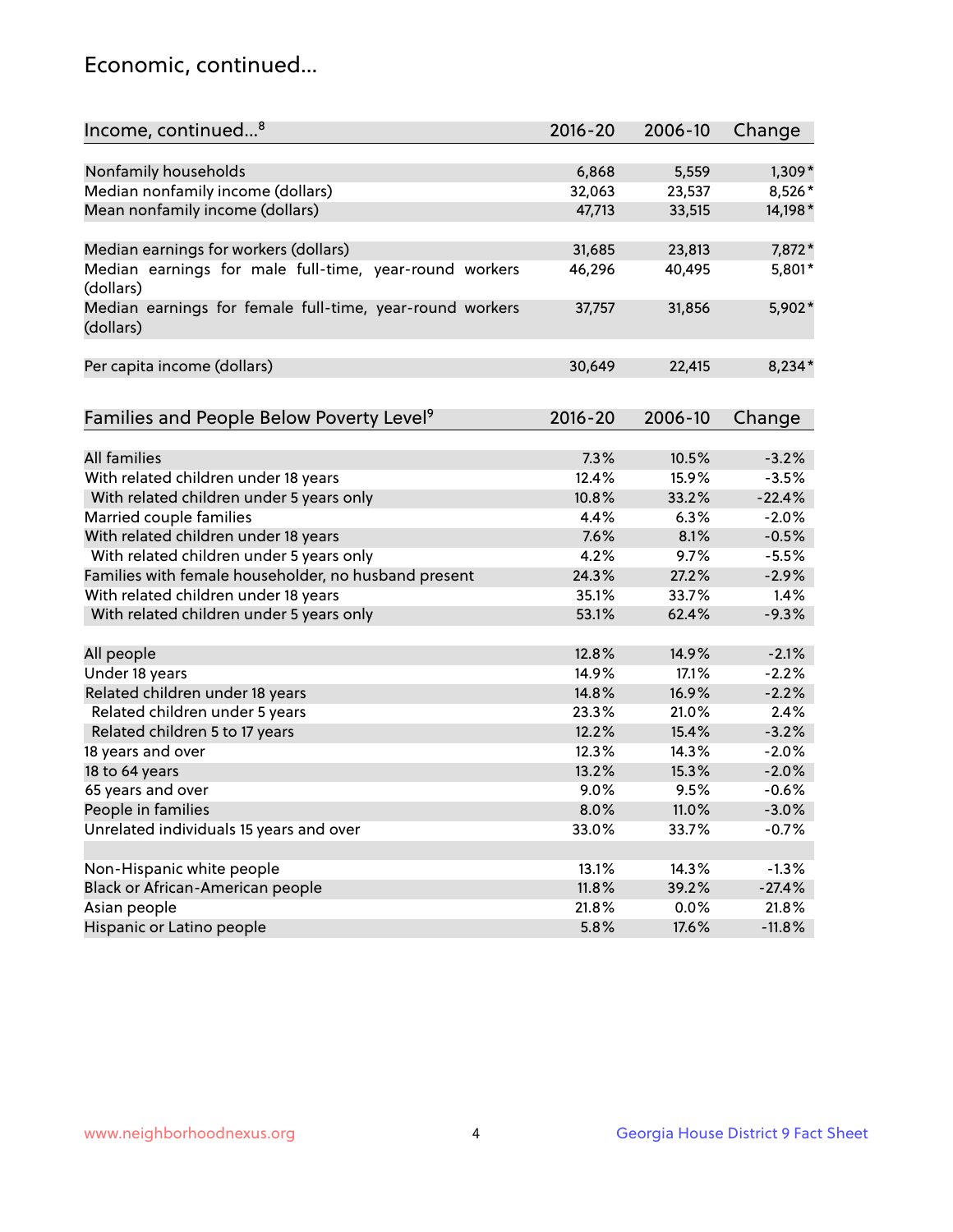# Economic, continued...

| Income, continued...[8] | 2016-20 | 2006-10 | Change |
|---|---|---|---|
| Nonfamily households | 6,868 | 5,559 | 1,309* |
| Median nonfamily income (dollars) | 32,063 | 23,537 | 8,526* |
| Mean nonfamily income (dollars) | 47,713 | 33,515 | 14,198* |
| Median earnings for workers (dollars) | 31,685 | 23,813 | 7,872* |
| Median earnings for male full-time, year-round workers (dollars) | 46,296 | 40,495 | 5,801* |
| Median earnings for female full-time, year-round workers (dollars) | 37,757 | 31,856 | 5,902* |
| Per capita income (dollars) | 30,649 | 22,415 | 8,234* |

| Families and People Below Poverty Level[9] | 2016-20 | 2006-10 | Change |
|---|---|---|---|
| All families | 7.3% | 10.5% | -3.2% |
| With related children under 18 years | 12.4% | 15.9% | -3.5% |
| With related children under 5 years only | 10.8% | 33.2% | -22.4% |
| Married couple families | 4.4% | 6.3% | -2.0% |
| With related children under 18 years | 7.6% | 8.1% | -0.5% |
| With related children under 5 years only | 4.2% | 9.7% | -5.5% |
| Families with female householder, no husband present | 24.3% | 27.2% | -2.9% |
| With related children under 18 years | 35.1% | 33.7% | 1.4% |
| With related children under 5 years only | 53.1% | 62.4% | -9.3% |
| All people | 12.8% | 14.9% | -2.1% |
| Under 18 years | 14.9% | 17.1% | -2.2% |
| Related children under 18 years | 14.8% | 16.9% | -2.2% |
| Related children under 5 years | 23.3% | 21.0% | 2.4% |
| Related children 5 to 17 years | 12.2% | 15.4% | -3.2% |
| 18 years and over | 12.3% | 14.3% | -2.0% |
| 18 to 64 years | 13.2% | 15.3% | -2.0% |
| 65 years and over | 9.0% | 9.5% | -0.6% |
| People in families | 8.0% | 11.0% | -3.0% |
| Unrelated individuals 15 years and over | 33.0% | 33.7% | -0.7% |
| Non-Hispanic white people | 13.1% | 14.3% | -1.3% |
| Black or African-American people | 11.8% | 39.2% | -27.4% |
| Asian people | 21.8% | 0.0% | 21.8% |
| Hispanic or Latino people | 5.8% | 17.6% | -11.8% |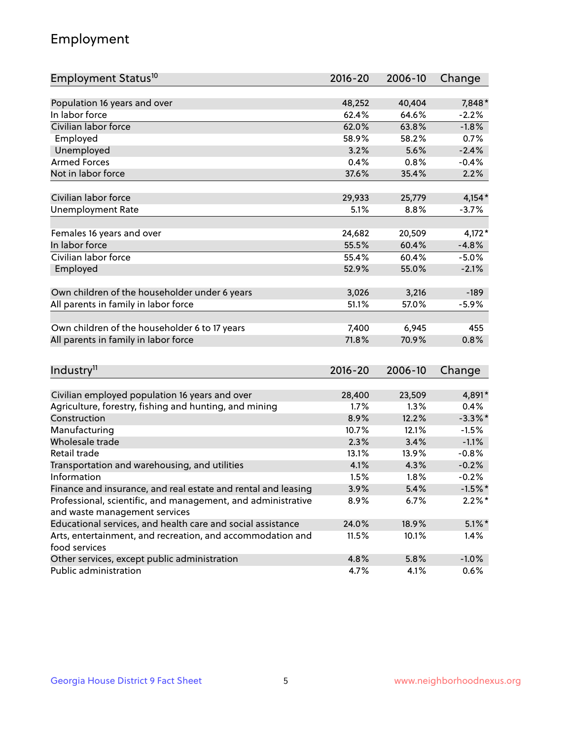## Employment

| Employment Status[10] | 2016-20 | 2006-10 | Change |
|---|---|---|---|
| Population 16 years and over | 48,252 | 40,404 | 7,848* |
| In labor force | 62.4% | 64.6% | -2.2% |
| Civilian labor force | 62.0% | 63.8% | -1.8% |
| Employed | 58.9% | 58.2% | 0.7% |
| Unemployed | 3.2% | 5.6% | -2.4% |
| Armed Forces | 0.4% | 0.8% | -0.4% |
| Not in labor force | 37.6% | 35.4% | 2.2% |
| | | | |
| Civilian labor force | 29,933 | 25,779 | 4,154* |
| Unemployment Rate | 5.1% | 8.8% | -3.7% |
| | | | |
| Females 16 years and over | 24,682 | 20,509 | 4,172* |
| In labor force | 55.5% | 60.4% | -4.8% |
| Civilian labor force | 55.4% | 60.4% | -5.0% |
| Employed | 52.9% | 55.0% | -2.1% |
| | | | |
| Own children of the householder under 6 years | 3,026 | 3,216 | -189 |
| All parents in family in labor force | 51.1% | 57.0% | -5.9% |
| | | | |
| Own children of the householder 6 to 17 years | 7,400 | 6,945 | 455 |
| All parents in family in labor force | 71.8% | 70.9% | 0.8% |

| Industry[11] | 2016-20 | 2006-10 | Change |
|---|---|---|---|
| Civilian employed population 16 years and over | 28,400 | 23,509 | 4,891* |
| Agriculture, forestry, fishing and hunting, and mining | 1.7% | 1.3% | 0.4% |
| Construction | 8.9% | 12.2% | -3.3%* |
| Manufacturing | 10.7% | 12.1% | -1.5% |
| Wholesale trade | 2.3% | 3.4% | -1.1% |
| Retail trade | 13.1% | 13.9% | -0.8% |
| Transportation and warehousing, and utilities | 4.1% | 4.3% | -0.2% |
| Information | 1.5% | 1.8% | -0.2% |
| Finance and insurance, and real estate and rental and leasing | 3.9% | 5.4% | -1.5%* |
| Professional, scientific, and management, and administrative and waste management services | 8.9% | 6.7% | 2.2%* |
| Educational services, and health care and social assistance | 24.0% | 18.9% | 5.1%* |
| Arts, entertainment, and recreation, and accommodation and food services | 11.5% | 10.1% | 1.4% |
| Other services, except public administration | 4.8% | 5.8% | -1.0% |
| Public administration | 4.7% | 4.1% | 0.6% |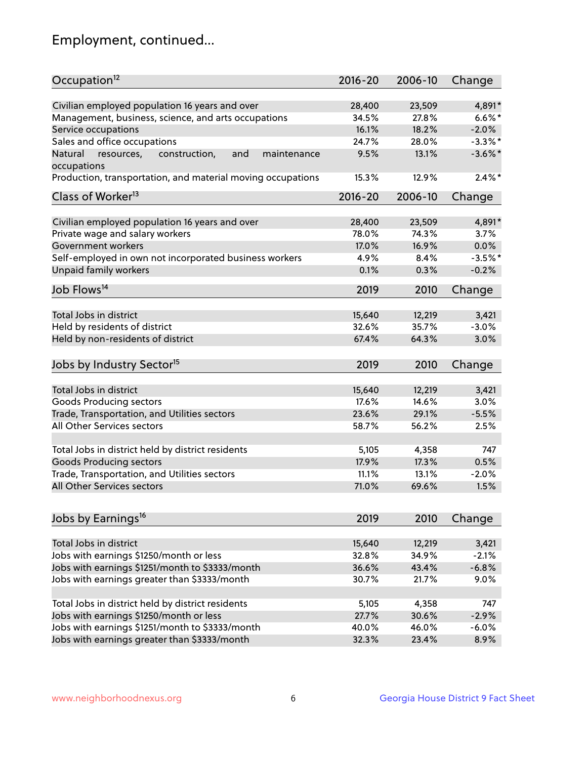## Employment, continued...

| Occupation[12] | 2016-20 | 2006-10 | Change |
|---|---|---|---|
| Civilian employed population 16 years and over | 28,400 | 23,509 | 4,891* |
| Management, business, science, and arts occupations | 34.5% | 27.8% | 6.6%* |
| Service occupations | 16.1% | 18.2% | -2.0% |
| Sales and office occupations | 24.7% | 28.0% | -3.3%* |
| Natural resources, construction, and maintenance occupations | 9.5% | 13.1% | -3.6%* |
| Production, transportation, and material moving occupations | 15.3% | 12.9% | 2.4%* |

| Class of Worker[13] | 2016-20 | 2006-10 | Change |
|---|---|---|---|
| Civilian employed population 16 years and over | 28,400 | 23,509 | 4,891* |
| Private wage and salary workers | 78.0% | 74.3% | 3.7% |
| Government workers | 17.0% | 16.9% | 0.0% |
| Self-employed in own not incorporated business workers | 4.9% | 8.4% | -3.5%* |
| Unpaid family workers | 0.1% | 0.3% | -0.2% |

| Job Flows[14] | 2019 | 2010 | Change |
|---|---|---|---|
| Total Jobs in district | 15,640 | 12,219 | 3,421 |
| Held by residents of district | 32.6% | 35.7% | -3.0% |
| Held by non-residents of district | 67.4% | 64.3% | 3.0% |

| Jobs by Industry Sector[15] | 2019 | 2010 | Change |
|---|---|---|---|
| Total Jobs in district | 15,640 | 12,219 | 3,421 |
| Goods Producing sectors | 17.6% | 14.6% | 3.0% |
| Trade, Transportation, and Utilities sectors | 23.6% | 29.1% | -5.5% |
| All Other Services sectors | 58.7% | 56.2% | 2.5% |
| | | | |
| Total Jobs in district held by district residents | 5,105 | 4,358 | 747 |
| Goods Producing sectors | 17.9% | 17.3% | 0.5% |
| Trade, Transportation, and Utilities sectors | 11.1% | 13.1% | -2.0% |
| All Other Services sectors | 71.0% | 69.6% | 1.5% |

| Jobs by Earnings[16] | 2019 | 2010 | Change |
|---|---|---|---|
| Total Jobs in district | 15,640 | 12,219 | 3,421 |
| Jobs with earnings $1250/month or less | 32.8% | 34.9% | -2.1% |
| Jobs with earnings $1251/month to $3333/month | 36.6% | 43.4% | -6.8% |
| Jobs with earnings greater than $3333/month | 30.7% | 21.7% | 9.0% |
| | | | |
| Total Jobs in district held by district residents | 5,105 | 4,358 | 747 |
| Jobs with earnings $1250/month or less | 27.7% | 30.6% | -2.9% |
| Jobs with earnings $1251/month to $3333/month | 40.0% | 46.0% | -6.0% |
| Jobs with earnings greater than $3333/month | 32.3% | 23.4% | 8.9% |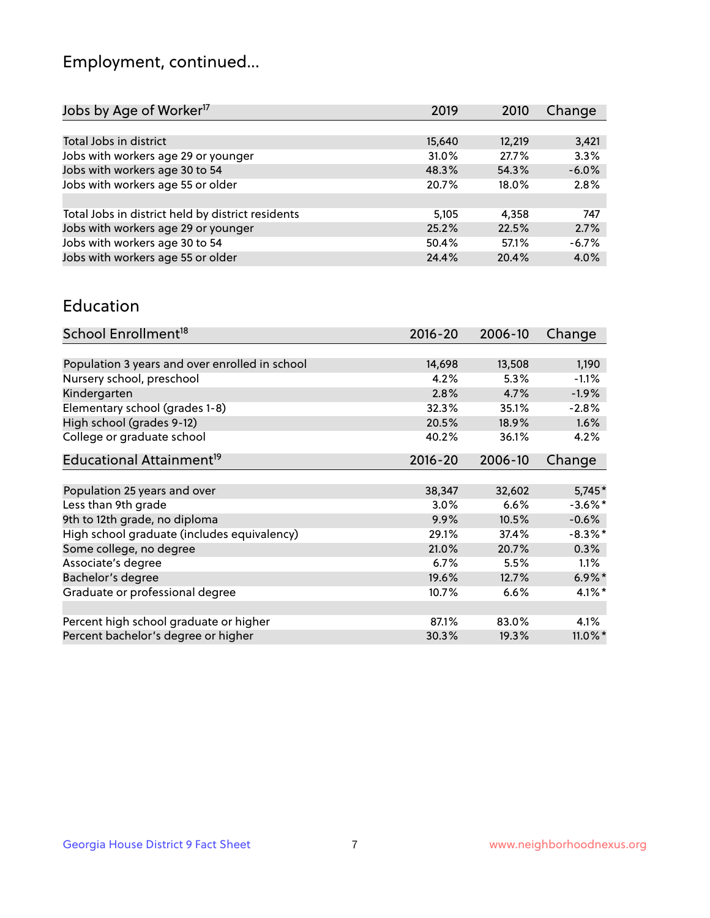## Employment, continued...

| Jobs by Age of Worker[17] | 2019 | 2010 | Change |
|---|---|---|---|
| Total Jobs in district | 15,640 | 12,219 | 3,421 |
| Jobs with workers age 29 or younger | 31.0% | 27.7% | 3.3% |
| Jobs with workers age 30 to 54 | 48.3% | 54.3% | -6.0% |
| Jobs with workers age 55 or older | 20.7% | 18.0% | 2.8% |
| | | | |
| Total Jobs in district held by district residents | 5,105 | 4,358 | 747 |
| Jobs with workers age 29 or younger | 25.2% | 22.5% | 2.7% |
| Jobs with workers age 30 to 54 | 50.4% | 57.1% | -6.7% |
| Jobs with workers age 55 or older | 24.4% | 20.4% | 4.0% |

## Education

| School Enrollment[18] | 2016-20 | 2006-10 | Change |
|---|---|---|---|
| Population 3 years and over enrolled in school | 14,698 | 13,508 | 1,190 |
| Nursery school, preschool | 4.2% | 5.3% | -1.1% |
| Kindergarten | 2.8% | 4.7% | -1.9% |
| Elementary school (grades 1-8) | 32.3% | 35.1% | -2.8% |
| High school (grades 9-12) | 20.5% | 18.9% | 1.6% |
| College or graduate school | 40.2% | 36.1% | 4.2% |

| Educational Attainment[19] | 2016-20 | 2006-10 | Change |
|---|---|---|---|
| Population 25 years and over | 38,347 | 32,602 | 5,745* |
| Less than 9th grade | 3.0% | 6.6% | -3.6%* |
| 9th to 12th grade, no diploma | 9.9% | 10.5% | -0.6% |
| High school graduate (includes equivalency) | 29.1% | 37.4% | -8.3%* |
| Some college, no degree | 21.0% | 20.7% | 0.3% |
| Associate's degree | 6.7% | 5.5% | 1.1% |
| Bachelor's degree | 19.6% | 12.7% | 6.9%* |
| Graduate or professional degree | 10.7% | 6.6% | 4.1%* |
| | | | |
| Percent high school graduate or higher | 87.1% | 83.0% | 4.1% |
| Percent bachelor's degree or higher | 30.3% | 19.3% | 11.0%* |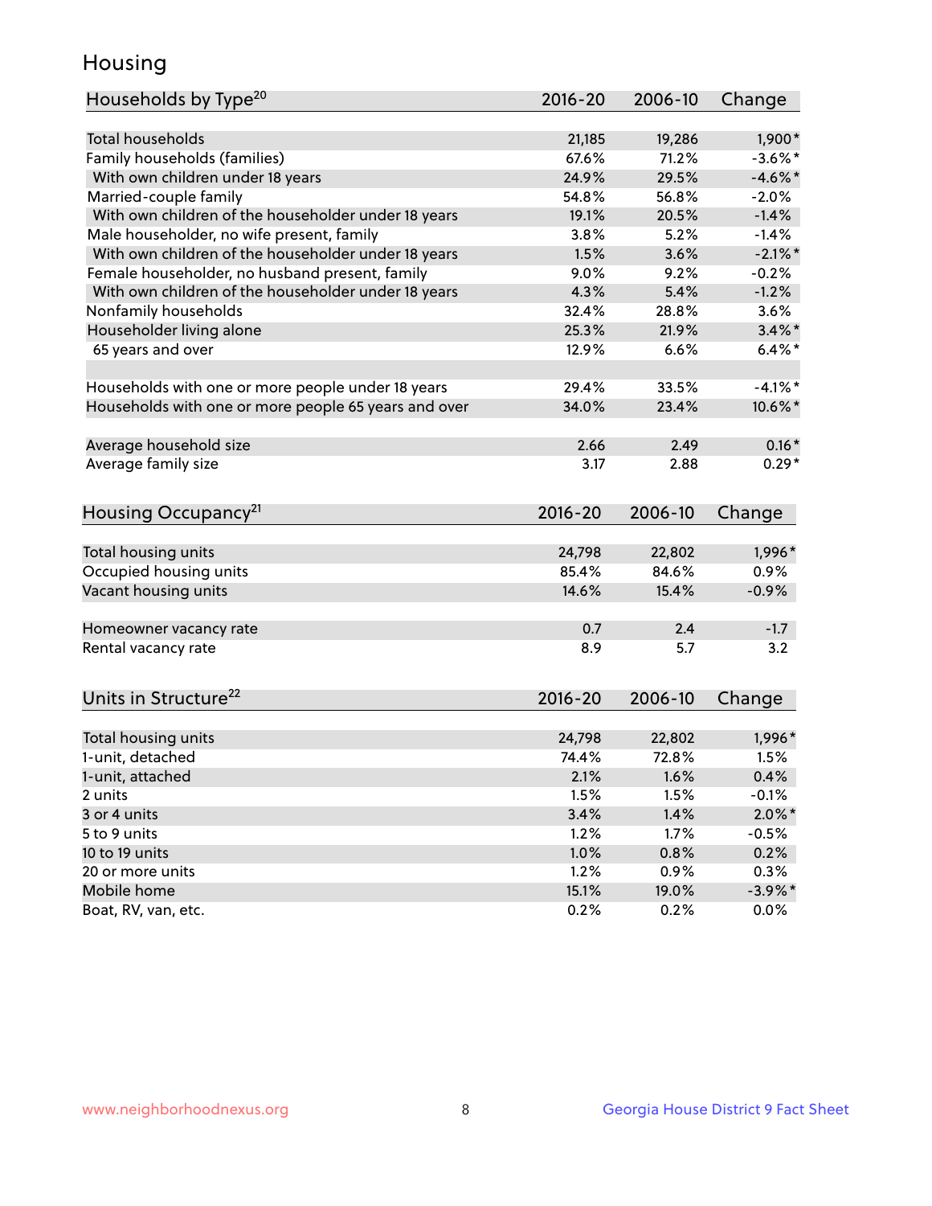# Housing

| Households by Type[20] | 2016-20 | 2006-10 | Change |
|---|---|---|---|
| Total households | 21,185 | 19,286 | 1,900* |
| Family households (families) | 67.6% | 71.2% | -3.6%* |
| With own children under 18 years | 24.9% | 29.5% | -4.6%* |
| Married-couple family | 54.8% | 56.8% | -2.0% |
| With own children of the householder under 18 years | 19.1% | 20.5% | -1.4% |
| Male householder, no wife present, family | 3.8% | 5.2% | -1.4% |
| With own children of the householder under 18 years | 1.5% | 3.6% | -2.1%* |
| Female householder, no husband present, family | 9.0% | 9.2% | -0.2% |
| With own children of the householder under 18 years | 4.3% | 5.4% | -1.2% |
| Nonfamily households | 32.4% | 28.8% | 3.6% |
| Householder living alone | 25.3% | 21.9% | 3.4%* |
| 65 years and over | 12.9% | 6.6% | 6.4%* |
| | | | |
| Households with one or more people under 18 years | 29.4% | 33.5% | -4.1%* |
| Households with one or more people 65 years and over | 34.0% | 23.4% | 10.6%* |
| | | | |
| Average household size | 2.66 | 2.49 | 0.16* |
| Average family size | 3.17 | 2.88 | 0.29* |

| Housing Occupancy[21] | 2016-20 | 2006-10 | Change |
|---|---|---|---|
| Total housing units | 24,798 | 22,802 | 1,996* |
| Occupied housing units | 85.4% | 84.6% | 0.9% |
| Vacant housing units | 14.6% | 15.4% | -0.9% |
| | | | |
| Homeowner vacancy rate | 0.7 | 2.4 | -1.7 |
| Rental vacancy rate | 8.9 | 5.7 | 3.2 |

| Units in Structure[22] | 2016-20 | 2006-10 | Change |
|---|---|---|---|
| Total housing units | 24,798 | 22,802 | 1,996* |
| 1-unit, detached | 74.4% | 72.8% | 1.5% |
| 1-unit, attached | 2.1% | 1.6% | 0.4% |
| 2 units | 1.5% | 1.5% | -0.1% |
| 3 or 4 units | 3.4% | 1.4% | 2.0%* |
| 5 to 9 units | 1.2% | 1.7% | -0.5% |
| 10 to 19 units | 1.0% | 0.8% | 0.2% |
| 20 or more units | 1.2% | 0.9% | 0.3% |
| Mobile home | 15.1% | 19.0% | -3.9%* |
| Boat, RV, van, etc. | 0.2% | 0.2% | 0.0% |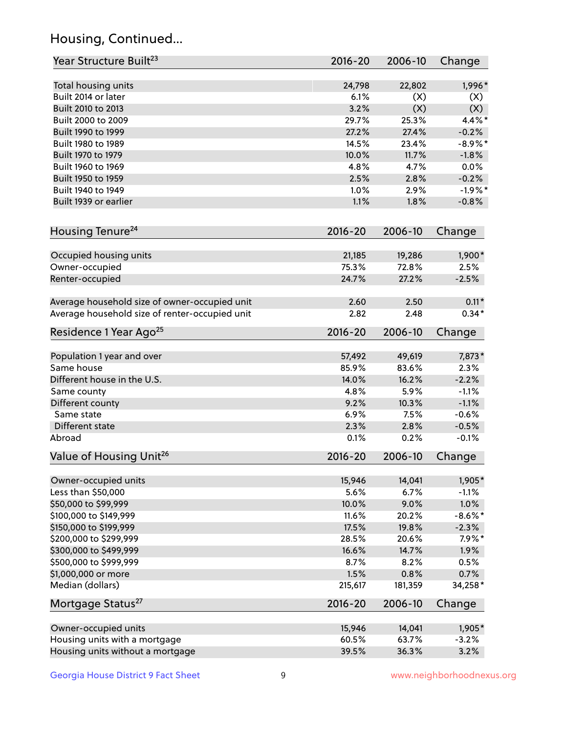## Housing, Continued...

| Year Structure Built[23] | 2016-20 | 2006-10 | Change |
|---|---|---|---|
| Total housing units | 24,798 | 22,802 | 1,996* |
| Built 2014 or later | 6.1% | (X) | (X) |
| Built 2010 to 2013 | 3.2% | (X) | (X) |
| Built 2000 to 2009 | 29.7% | 25.3% | 4.4%* |
| Built 1990 to 1999 | 27.2% | 27.4% | -0.2% |
| Built 1980 to 1989 | 14.5% | 23.4% | -8.9%* |
| Built 1970 to 1979 | 10.0% | 11.7% | -1.8% |
| Built 1960 to 1969 | 4.8% | 4.7% | 0.0% |
| Built 1950 to 1959 | 2.5% | 2.8% | -0.2% |
| Built 1940 to 1949 | 1.0% | 2.9% | -1.9%* |
| Built 1939 or earlier | 1.1% | 1.8% | -0.8% |

| Housing Tenure[24] | 2016-20 | 2006-10 | Change |
|---|---|---|---|
| Occupied housing units | 21,185 | 19,286 | 1,900* |
| Owner-occupied | 75.3% | 72.8% | 2.5% |
| Renter-occupied | 24.7% | 27.2% | -2.5% |
| Average household size of owner-occupied unit | 2.60 | 2.50 | 0.11* |
| Average household size of renter-occupied unit | 2.82 | 2.48 | 0.34* |

| Residence 1 Year Ago[25] | 2016-20 | 2006-10 | Change |
|---|---|---|---|
| Population 1 year and over | 57,492 | 49,619 | 7,873* |
| Same house | 85.9% | 83.6% | 2.3% |
| Different house in the U.S. | 14.0% | 16.2% | -2.2% |
| Same county | 4.8% | 5.9% | -1.1% |
| Different county | 9.2% | 10.3% | -1.1% |
| Same state | 6.9% | 7.5% | -0.6% |
| Different state | 2.3% | 2.8% | -0.5% |
| Abroad | 0.1% | 0.2% | -0.1% |

| Value of Housing Unit[26] | 2016-20 | 2006-10 | Change |
|---|---|---|---|
| Owner-occupied units | 15,946 | 14,041 | 1,905* |
| Less than $50,000 | 5.6% | 6.7% | -1.1% |
| $50,000 to $99,999 | 10.0% | 9.0% | 1.0% |
| $100,000 to $149,999 | 11.6% | 20.2% | -8.6%* |
| $150,000 to $199,999 | 17.5% | 19.8% | -2.3% |
| $200,000 to $299,999 | 28.5% | 20.6% | 7.9%* |
| $300,000 to $499,999 | 16.6% | 14.7% | 1.9% |
| $500,000 to $999,999 | 8.7% | 8.2% | 0.5% |
| $1,000,000 or more | 1.5% | 0.8% | 0.7% |
| Median (dollars) | 215,617 | 181,359 | 34,258* |

| Mortgage Status[27] | 2016-20 | 2006-10 | Change |
|---|---|---|---|
| Owner-occupied units | 15,946 | 14,041 | 1,905* |
| Housing units with a mortgage | 60.5% | 63.7% | -3.2% |
| Housing units without a mortgage | 39.5% | 36.3% | 3.2% |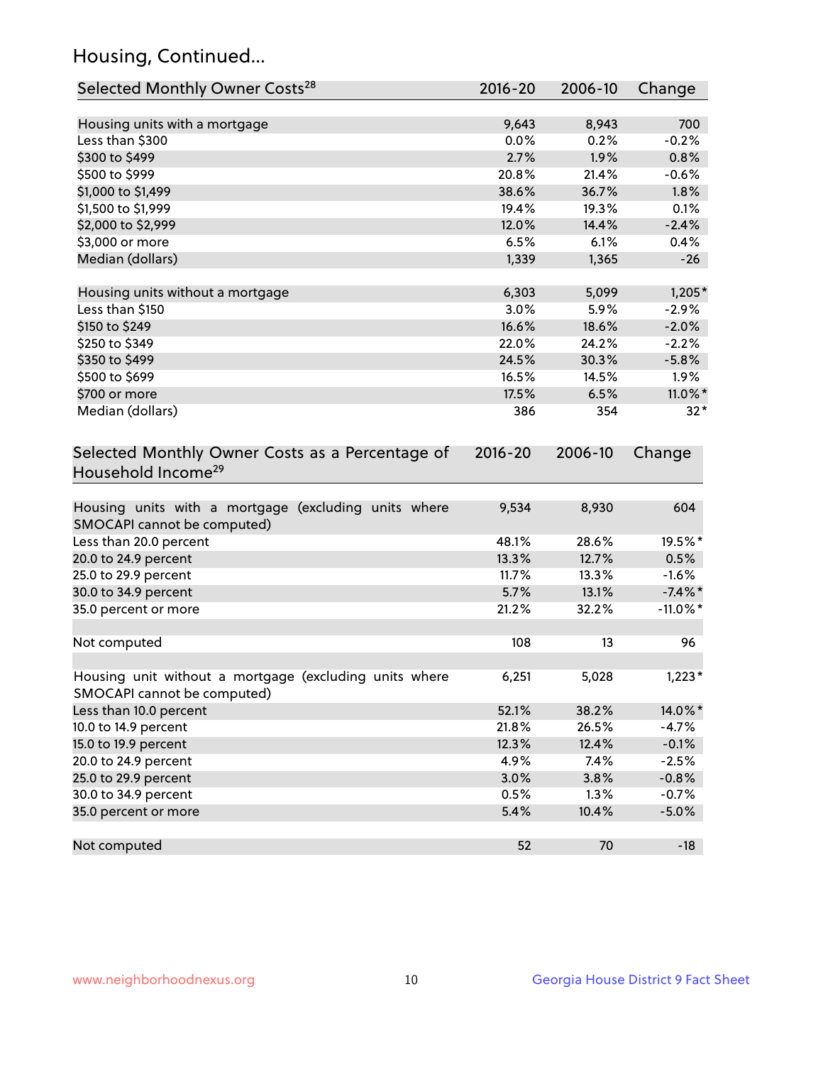## Housing, Continued...

| Selected Monthly Owner Costs[28] | 2016-20 | 2006-10 | Change |
|---|---|---|---|
| Housing units with a mortgage | 9,643 | 8,943 | 700 |
| Less than $300 | 0.0% | 0.2% | -0.2% |
| $300 to $499 | 2.7% | 1.9% | 0.8% |
| $500 to $999 | 20.8% | 21.4% | -0.6% |
| $1,000 to $1,499 | 38.6% | 36.7% | 1.8% |
| $1,500 to $1,999 | 19.4% | 19.3% | 0.1% |
| $2,000 to $2,999 | 12.0% | 14.4% | -2.4% |
| $3,000 or more | 6.5% | 6.1% | 0.4% |
| Median (dollars) | 1,339 | 1,365 | -26 |
| | | | |
| Housing units without a mortgage | 6,303 | 5,099 | 1,205* |
| Less than $150 | 3.0% | 5.9% | -2.9% |
| $150 to $249 | 16.6% | 18.6% | -2.0% |
| $250 to $349 | 22.0% | 24.2% | -2.2% |
| $350 to $499 | 24.5% | 30.3% | -5.8% |
| $500 to $699 | 16.5% | 14.5% | 1.9% |
| $700 or more | 17.5% | 6.5% | 11.0%* |
| Median (dollars) | 386 | 354 | 32* |

| Selected Monthly Owner Costs as a Percentage of Household Income[29] | 2016-20 | 2006-10 | Change |
|---|---|---|---|
| Housing units with a mortgage (excluding units where SMOCAPI cannot be computed) | 9,534 | 8,930 | 604 |
| Less than 20.0 percent | 48.1% | 28.6% | 19.5%* |
| 20.0 to 24.9 percent | 13.3% | 12.7% | 0.5% |
| 25.0 to 29.9 percent | 11.7% | 13.3% | -1.6% |
| 30.0 to 34.9 percent | 5.7% | 13.1% | -7.4%* |
| 35.0 percent or more | 21.2% | 32.2% | -11.0%* |
| | | | |
| Not computed | 108 | 13 | 96 |
| | | | |
| Housing unit without a mortgage (excluding units where SMOCAPI cannot be computed) | 6,251 | 5,028 | 1,223* |
| Less than 10.0 percent | 52.1% | 38.2% | 14.0%* |
| 10.0 to 14.9 percent | 21.8% | 26.5% | -4.7% |
| 15.0 to 19.9 percent | 12.3% | 12.4% | -0.1% |
| 20.0 to 24.9 percent | 4.9% | 7.4% | -2.5% |
| 25.0 to 29.9 percent | 3.0% | 3.8% | -0.8% |
| 30.0 to 34.9 percent | 0.5% | 1.3% | -0.7% |
| 35.0 percent or more | 5.4% | 10.4% | -5.0% |
| | | | |
| Not computed | 52 | 70 | -18 |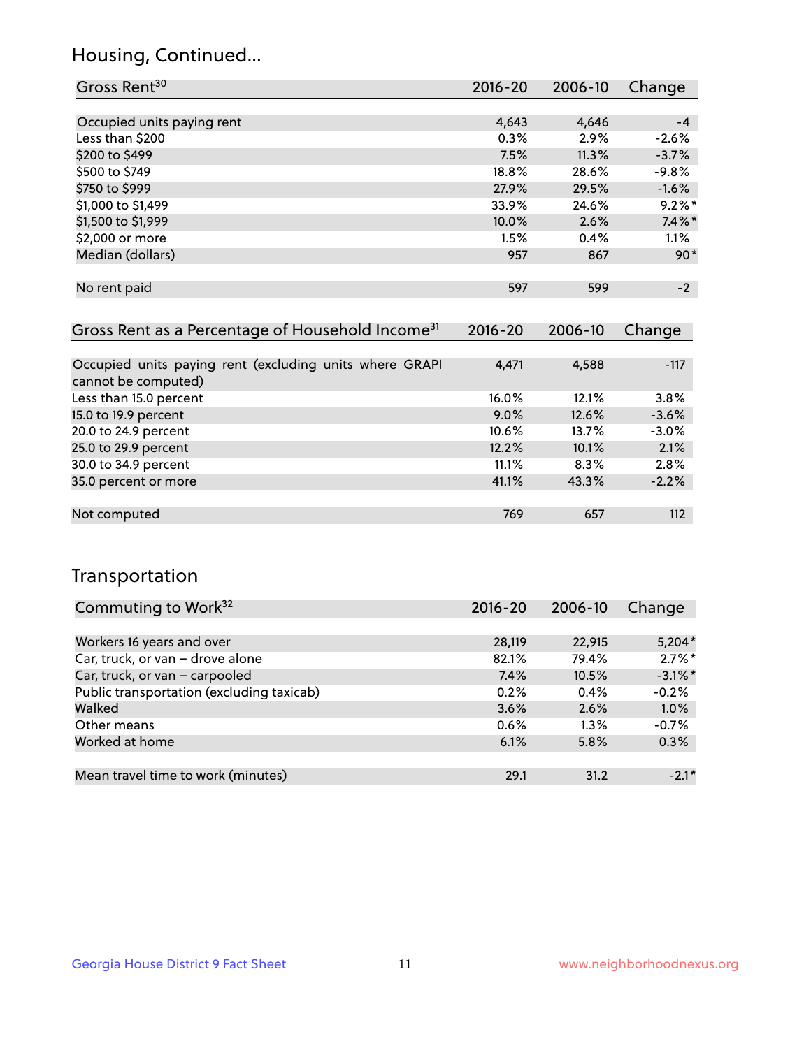## Housing, Continued...

| Gross Rent[30] | 2016-20 | 2006-10 | Change |
|---|---|---|---|
| Occupied units paying rent | 4,643 | 4,646 | -4 |
| Less than $200 | 0.3% | 2.9% | -2.6% |
| $200 to $499 | 7.5% | 11.3% | -3.7% |
| $500 to $749 | 18.8% | 28.6% | -9.8% |
| $750 to $999 | 27.9% | 29.5% | -1.6% |
| $1,000 to $1,499 | 33.9% | 24.6% | 9.2%* |
| $1,500 to $1,999 | 10.0% | 2.6% | 7.4%* |
| $2,000 or more | 1.5% | 0.4% | 1.1% |
| Median (dollars) | 957 | 867 | 90* |
| No rent paid | 597 | 599 | -2 |

| Gross Rent as a Percentage of Household Income[31] | 2016-20 | 2006-10 | Change |
|---|---|---|---|
| Occupied units paying rent (excluding units where GRAPI cannot be computed) | 4,471 | 4,588 | -117 |
| Less than 15.0 percent | 16.0% | 12.1% | 3.8% |
| 15.0 to 19.9 percent | 9.0% | 12.6% | -3.6% |
| 20.0 to 24.9 percent | 10.6% | 13.7% | -3.0% |
| 25.0 to 29.9 percent | 12.2% | 10.1% | 2.1% |
| 30.0 to 34.9 percent | 11.1% | 8.3% | 2.8% |
| 35.0 percent or more | 41.1% | 43.3% | -2.2% |
| Not computed | 769 | 657 | 112 |

## Transportation

| Commuting to Work[32] | 2016-20 | 2006-10 | Change |
|---|---|---|---|
| Workers 16 years and over | 28,119 | 22,915 | 5,204* |
| Car, truck, or van – drove alone | 82.1% | 79.4% | 2.7%* |
| Car, truck, or van – carpooled | 7.4% | 10.5% | -3.1%* |
| Public transportation (excluding taxicab) | 0.2% | 0.4% | -0.2% |
| Walked | 3.6% | 2.6% | 1.0% |
| Other means | 0.6% | 1.3% | -0.7% |
| Worked at home | 6.1% | 5.8% | 0.3% |
| Mean travel time to work (minutes) | 29.1 | 31.2 | -2.1* |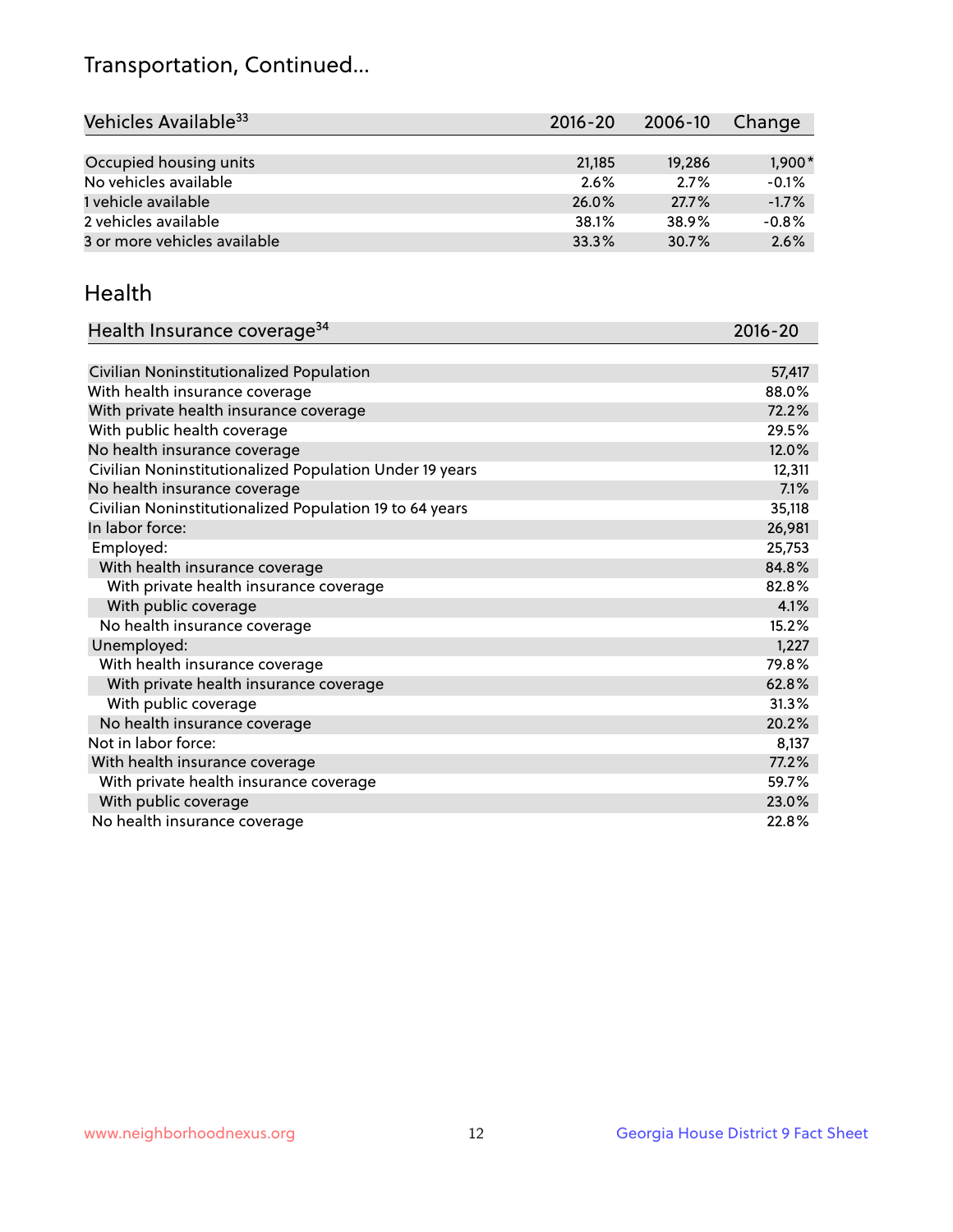# Transportation, Continued...

| Vehicles Available[33] | 2016-20 | 2006-10 | Change |
|---|---|---|---|
| Occupied housing units | 21,185 | 19,286 | 1,900* |
| No vehicles available | 2.6% | 2.7% | -0.1% |
| 1 vehicle available | 26.0% | 27.7% | -1.7% |
| 2 vehicles available | 38.1% | 38.9% | -0.8% |
| 3 or more vehicles available | 33.3% | 30.7% | 2.6% |

## Health

| Health Insurance coverage[34] | 2016-20 |
|---|---|
| Civilian Noninstitutionalized Population | 57,417 |
| With health insurance coverage | 88.0% |
| With private health insurance coverage | 72.2% |
| With public health coverage | 29.5% |
| No health insurance coverage | 12.0% |
| Civilian Noninstitutionalized Population Under 19 years | 12,311 |
| No health insurance coverage | 7.1% |
| Civilian Noninstitutionalized Population 19 to 64 years | 35,118 |
| In labor force: | 26,981 |
| Employed: | 25,753 |
| With health insurance coverage | 84.8% |
| With private health insurance coverage | 82.8% |
| With public coverage | 4.1% |
| No health insurance coverage | 15.2% |
| Unemployed: | 1,227 |
| With health insurance coverage | 79.8% |
| With private health insurance coverage | 62.8% |
| With public coverage | 31.3% |
| No health insurance coverage | 20.2% |
| Not in labor force: | 8,137 |
| With health insurance coverage | 77.2% |
| With private health insurance coverage | 59.7% |
| With public coverage | 23.0% |
| No health insurance coverage | 22.8% |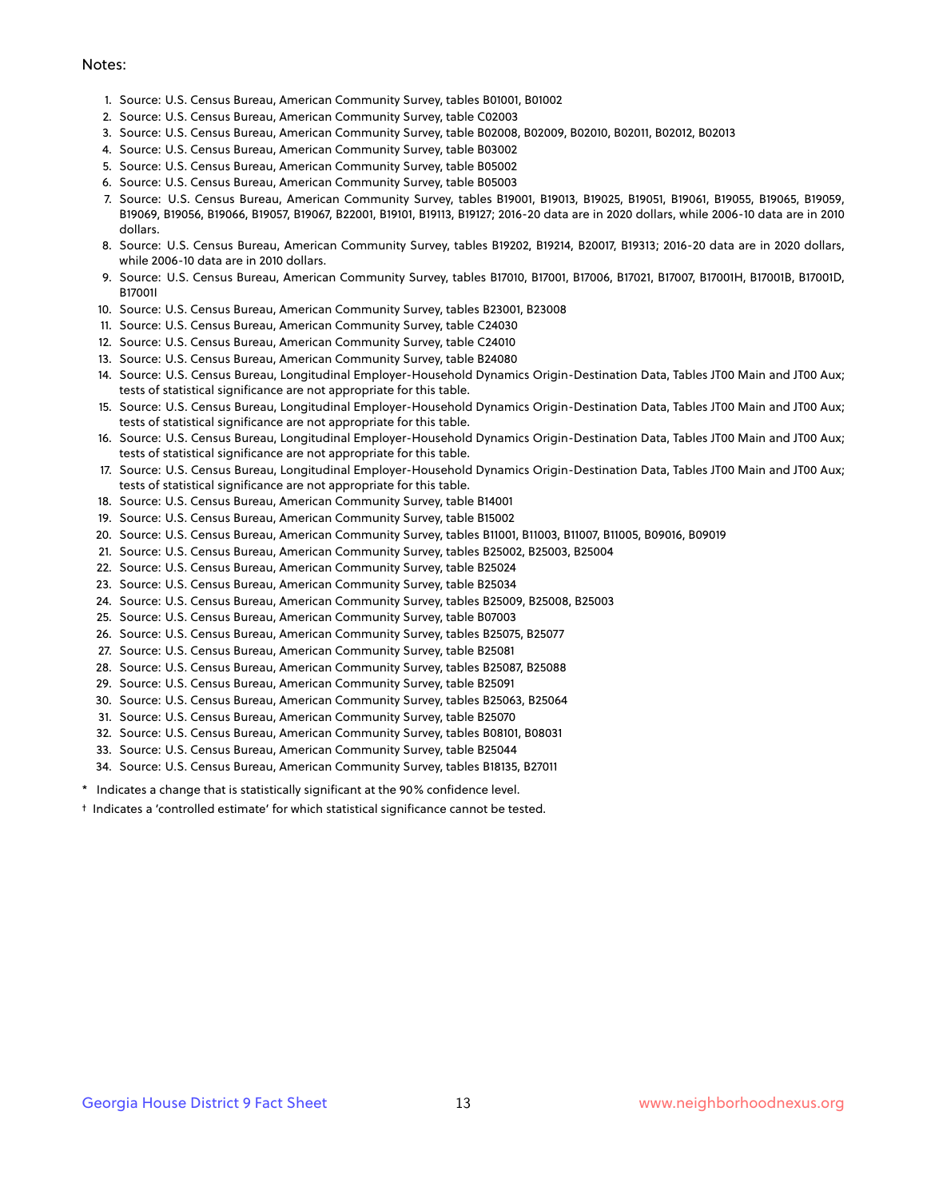Notes:

1. Source: U.S. Census Bureau, American Community Survey, tables B01001, B01002
2. Source: U.S. Census Bureau, American Community Survey, table C02003
3. Source: U.S. Census Bureau, American Community Survey, table B02008, B02009, B02010, B02011, B02012, B02013
4. Source: U.S. Census Bureau, American Community Survey, table B03002
5. Source: U.S. Census Bureau, American Community Survey, table B05002
6. Source: U.S. Census Bureau, American Community Survey, table B05003
7. Source: U.S. Census Bureau, American Community Survey, tables B19001, B19013, B19025, B19051, B19061, B19055, B19065, B19059, B19069, B19056, B19066, B19057, B19067, B22001, B19101, B19113, B19127; 2016-20 data are in 2020 dollars, while 2006-10 data are in 2010 dollars.
8. Source: U.S. Census Bureau, American Community Survey, tables B19202, B19214, B20017, B19313; 2016-20 data are in 2020 dollars, while 2006-10 data are in 2010 dollars.
9. Source: U.S. Census Bureau, American Community Survey, tables B17010, B17001, B17006, B17021, B17007, B17001H, B17001B, B17001D, B17001I
10. Source: U.S. Census Bureau, American Community Survey, tables B23001, B23008
11. Source: U.S. Census Bureau, American Community Survey, table C24030
12. Source: U.S. Census Bureau, American Community Survey, table C24010
13. Source: U.S. Census Bureau, American Community Survey, table B24080
14. Source: U.S. Census Bureau, Longitudinal Employer-Household Dynamics Origin-Destination Data, Tables JT00 Main and JT00 Aux; tests of statistical significance are not appropriate for this table.
15. Source: U.S. Census Bureau, Longitudinal Employer-Household Dynamics Origin-Destination Data, Tables JT00 Main and JT00 Aux; tests of statistical significance are not appropriate for this table.
16. Source: U.S. Census Bureau, Longitudinal Employer-Household Dynamics Origin-Destination Data, Tables JT00 Main and JT00 Aux; tests of statistical significance are not appropriate for this table.
17. Source: U.S. Census Bureau, Longitudinal Employer-Household Dynamics Origin-Destination Data, Tables JT00 Main and JT00 Aux; tests of statistical significance are not appropriate for this table.
18. Source: U.S. Census Bureau, American Community Survey, table B14001
19. Source: U.S. Census Bureau, American Community Survey, table B15002
20. Source: U.S. Census Bureau, American Community Survey, tables B11001, B11003, B11007, B11005, B09016, B09019
21. Source: U.S. Census Bureau, American Community Survey, tables B25002, B25003, B25004
22. Source: U.S. Census Bureau, American Community Survey, table B25024
23. Source: U.S. Census Bureau, American Community Survey, table B25034
24. Source: U.S. Census Bureau, American Community Survey, tables B25009, B25008, B25003
25. Source: U.S. Census Bureau, American Community Survey, table B07003
26. Source: U.S. Census Bureau, American Community Survey, tables B25075, B25077
27. Source: U.S. Census Bureau, American Community Survey, table B25081
28. Source: U.S. Census Bureau, American Community Survey, tables B25087, B25088
29. Source: U.S. Census Bureau, American Community Survey, table B25091
30. Source: U.S. Census Bureau, American Community Survey, tables B25063, B25064
31. Source: U.S. Census Bureau, American Community Survey, table B25070
32. Source: U.S. Census Bureau, American Community Survey, tables B08101, B08031
33. Source: U.S. Census Bureau, American Community Survey, table B25044
34. Source: U.S. Census Bureau, American Community Survey, tables B18135, B27011

\* Indicates a change that is statistically significant at the 90% confidence level.

† Indicates a 'controlled estimate' for which statistical significance cannot be tested.